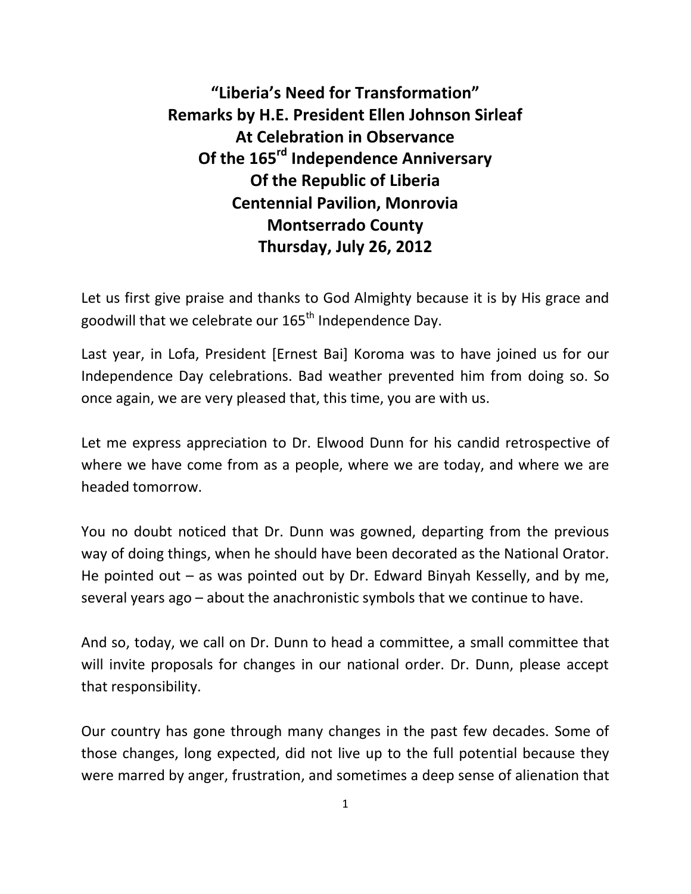# "Liberia's Need for Transformation"
# Remarks by H.E. President Ellen Johnson Sirleaf
# At Celebration in Observance
# Of the 165rd Independence Anniversary
# Of the Republic of Liberia
# Centennial Pavilion, Monrovia
# Montserrado County
# Thursday, July 26, 2012

Let us first give praise and thanks to God Almighty because it is by His grace and goodwill that we celebrate our 165th Independence Day.

Last year, in Lofa, President [Ernest Bai] Koroma was to have joined us for our Independence Day celebrations. Bad weather prevented him from doing so. So once again, we are very pleased that, this time, you are with us.

Let me express appreciation to Dr. Elwood Dunn for his candid retrospective of where we have come from as a people, where we are today, and where we are headed tomorrow.

You no doubt noticed that Dr. Dunn was gowned, departing from the previous way of doing things, when he should have been decorated as the National Orator. He pointed out – as was pointed out by Dr. Edward Binyah Kesselly, and by me, several years ago – about the anachronistic symbols that we continue to have.

And so, today, we call on Dr. Dunn to head a committee, a small committee that will invite proposals for changes in our national order. Dr. Dunn, please accept that responsibility.

Our country has gone through many changes in the past few decades. Some of those changes, long expected, did not live up to the full potential because they were marred by anger, frustration, and sometimes a deep sense of alienation that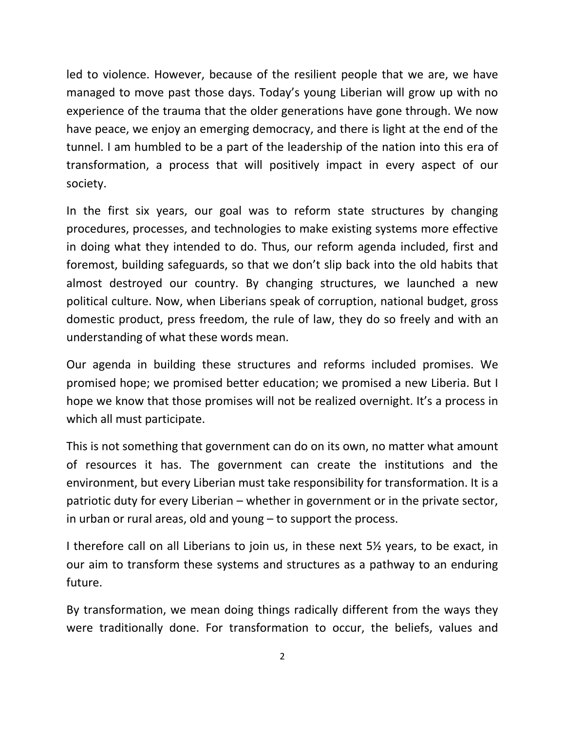led to violence. However, because of the resilient people that we are, we have managed to move past those days. Today's young Liberian will grow up with no experience of the trauma that the older generations have gone through. We now have peace, we enjoy an emerging democracy, and there is light at the end of the tunnel. I am humbled to be a part of the leadership of the nation into this era of transformation, a process that will positively impact in every aspect of our society.

In the first six years, our goal was to reform state structures by changing procedures, processes, and technologies to make existing systems more effective in doing what they intended to do. Thus, our reform agenda included, first and foremost, building safeguards, so that we don't slip back into the old habits that almost destroyed our country. By changing structures, we launched a new political culture. Now, when Liberians speak of corruption, national budget, gross domestic product, press freedom, the rule of law, they do so freely and with an understanding of what these words mean.

Our agenda in building these structures and reforms included promises. We promised hope; we promised better education; we promised a new Liberia. But I hope we know that those promises will not be realized overnight. It's a process in which all must participate.

This is not something that government can do on its own, no matter what amount of resources it has. The government can create the institutions and the environment, but every Liberian must take responsibility for transformation. It is a patriotic duty for every Liberian – whether in government or in the private sector, in urban or rural areas, old and young – to support the process.

I therefore call on all Liberians to join us, in these next 5½ years, to be exact, in our aim to transform these systems and structures as a pathway to an enduring future.

By transformation, we mean doing things radically different from the ways they were traditionally done. For transformation to occur, the beliefs, values and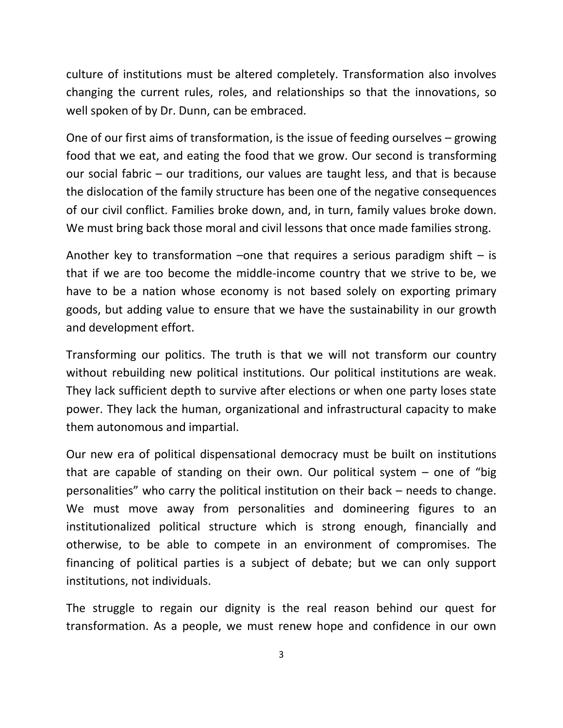culture of institutions must be altered completely. Transformation also involves changing the current rules, roles, and relationships so that the innovations, so well spoken of by Dr. Dunn, can be embraced.

One of our first aims of transformation, is the issue of feeding ourselves – growing food that we eat, and eating the food that we grow. Our second is transforming our social fabric – our traditions, our values are taught less, and that is because the dislocation of the family structure has been one of the negative consequences of our civil conflict. Families broke down, and, in turn, family values broke down. We must bring back those moral and civil lessons that once made families strong.

Another key to transformation –one that requires a serious paradigm shift – is that if we are too become the middle-income country that we strive to be, we have to be a nation whose economy is not based solely on exporting primary goods, but adding value to ensure that we have the sustainability in our growth and development effort.

Transforming our politics. The truth is that we will not transform our country without rebuilding new political institutions. Our political institutions are weak. They lack sufficient depth to survive after elections or when one party loses state power. They lack the human, organizational and infrastructural capacity to make them autonomous and impartial.

Our new era of political dispensational democracy must be built on institutions that are capable of standing on their own. Our political system – one of "big personalities" who carry the political institution on their back – needs to change. We must move away from personalities and domineering figures to an institutionalized political structure which is strong enough, financially and otherwise, to be able to compete in an environment of compromises. The financing of political parties is a subject of debate; but we can only support institutions, not individuals.

The struggle to regain our dignity is the real reason behind our quest for transformation. As a people, we must renew hope and confidence in our own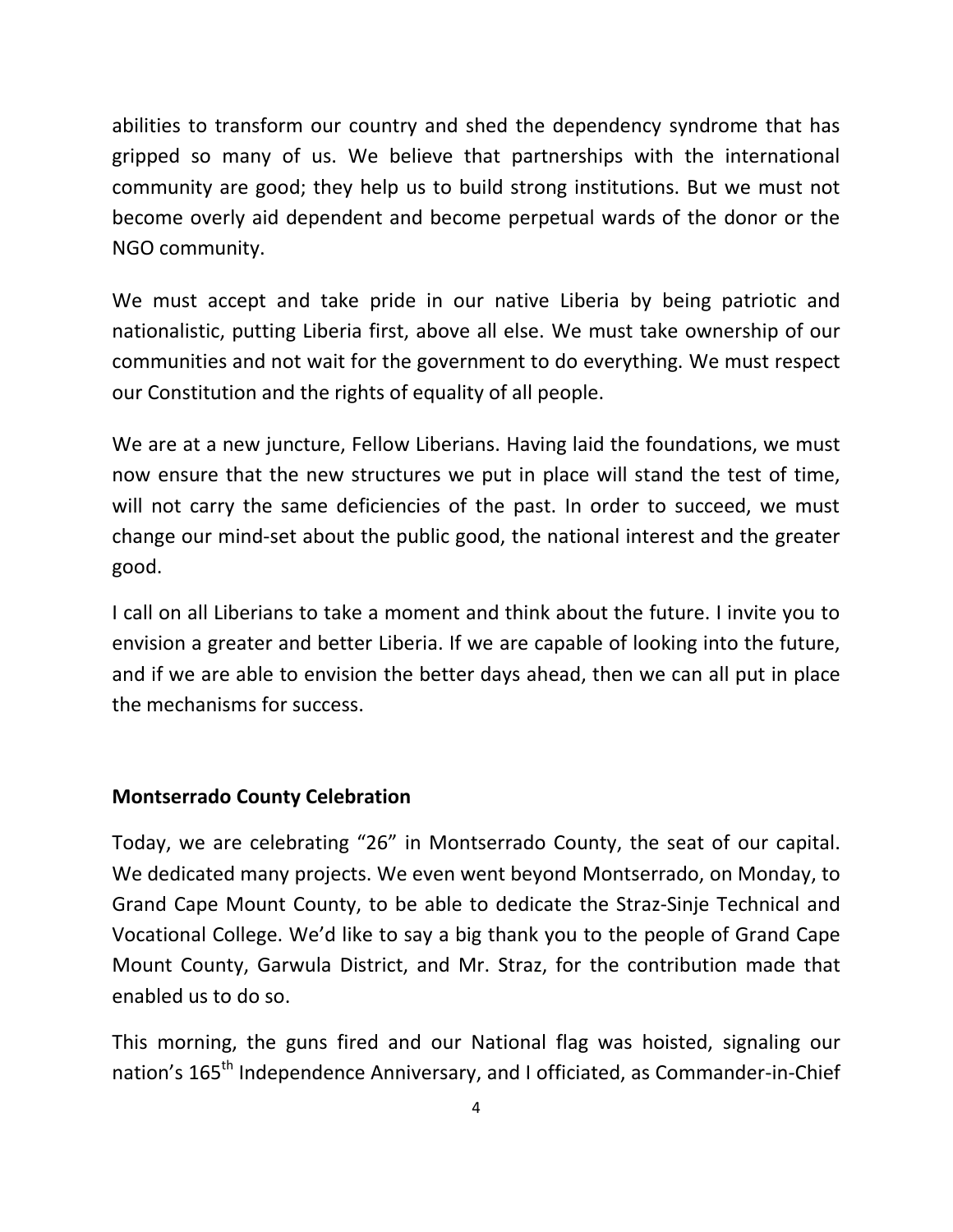abilities to transform our country and shed the dependency syndrome that has gripped so many of us. We believe that partnerships with the international community are good; they help us to build strong institutions. But we must not become overly aid dependent and become perpetual wards of the donor or the NGO community.

We must accept and take pride in our native Liberia by being patriotic and nationalistic, putting Liberia first, above all else. We must take ownership of our communities and not wait for the government to do everything. We must respect our Constitution and the rights of equality of all people.

We are at a new juncture, Fellow Liberians. Having laid the foundations, we must now ensure that the new structures we put in place will stand the test of time, will not carry the same deficiencies of the past. In order to succeed, we must change our mind-set about the public good, the national interest and the greater good.

I call on all Liberians to take a moment and think about the future. I invite you to envision a greater and better Liberia. If we are capable of looking into the future, and if we are able to envision the better days ahead, then we can all put in place the mechanisms for success.

**Montserrado County Celebration**

Today, we are celebrating "26" in Montserrado County, the seat of our capital. We dedicated many projects. We even went beyond Montserrado, on Monday, to Grand Cape Mount County, to be able to dedicate the Straz-Sinje Technical and Vocational College. We'd like to say a big thank you to the people of Grand Cape Mount County, Garwula District, and Mr. Straz, for the contribution made that enabled us to do so.

This morning, the guns fired and our National flag was hoisted, signaling our nation's 165th Independence Anniversary, and I officiated, as Commander-in-Chief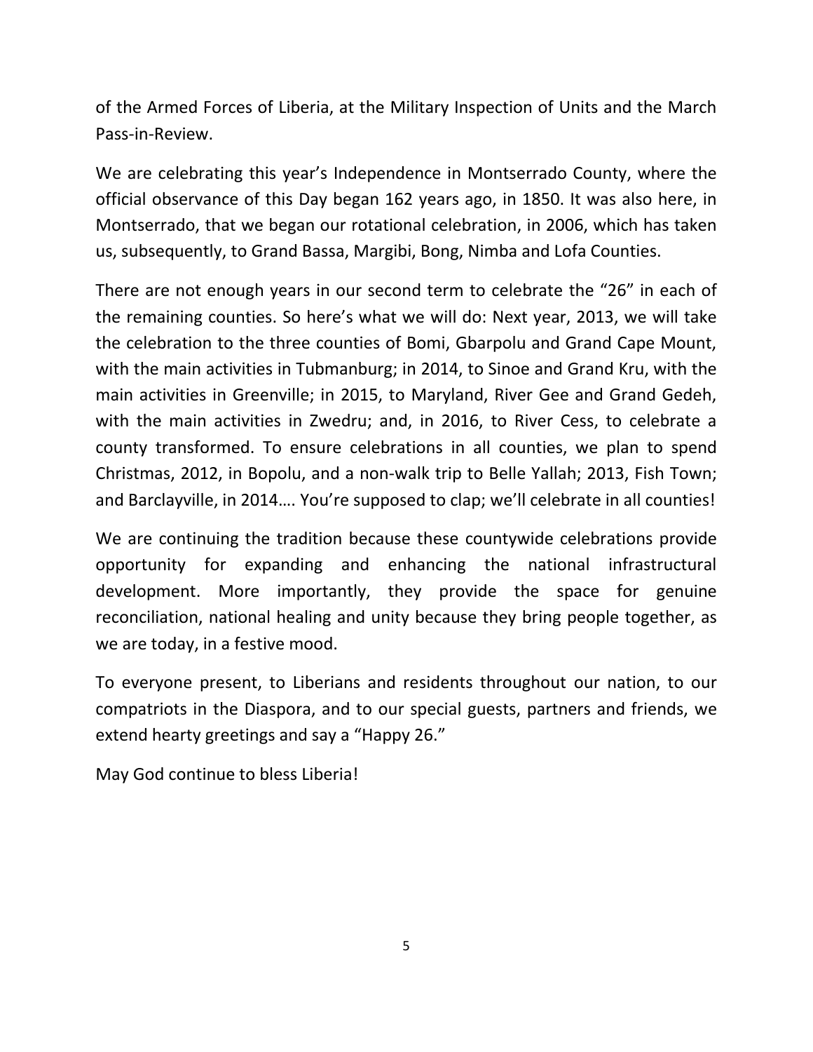of the Armed Forces of Liberia, at the Military Inspection of Units and the March Pass-in-Review.

We are celebrating this year's Independence in Montserrado County, where the official observance of this Day began 162 years ago, in 1850. It was also here, in Montserrado, that we began our rotational celebration, in 2006, which has taken us, subsequently, to Grand Bassa, Margibi, Bong, Nimba and Lofa Counties.

There are not enough years in our second term to celebrate the "26" in each of the remaining counties. So here's what we will do: Next year, 2013, we will take the celebration to the three counties of Bomi, Gbarpolu and Grand Cape Mount, with the main activities in Tubmanburg; in 2014, to Sinoe and Grand Kru, with the main activities in Greenville; in 2015, to Maryland, River Gee and Grand Gedeh, with the main activities in Zwedru; and, in 2016, to River Cess, to celebrate a county transformed. To ensure celebrations in all counties, we plan to spend Christmas, 2012, in Bopolu, and a non-walk trip to Belle Yallah; 2013, Fish Town; and Barclayville, in 2014…. You're supposed to clap; we'll celebrate in all counties!

We are continuing the tradition because these countywide celebrations provide opportunity for expanding and enhancing the national infrastructural development. More importantly, they provide the space for genuine reconciliation, national healing and unity because they bring people together, as we are today, in a festive mood.

To everyone present, to Liberians and residents throughout our nation, to our compatriots in the Diaspora, and to our special guests, partners and friends, we extend hearty greetings and say a "Happy 26."

May God continue to bless Liberia!